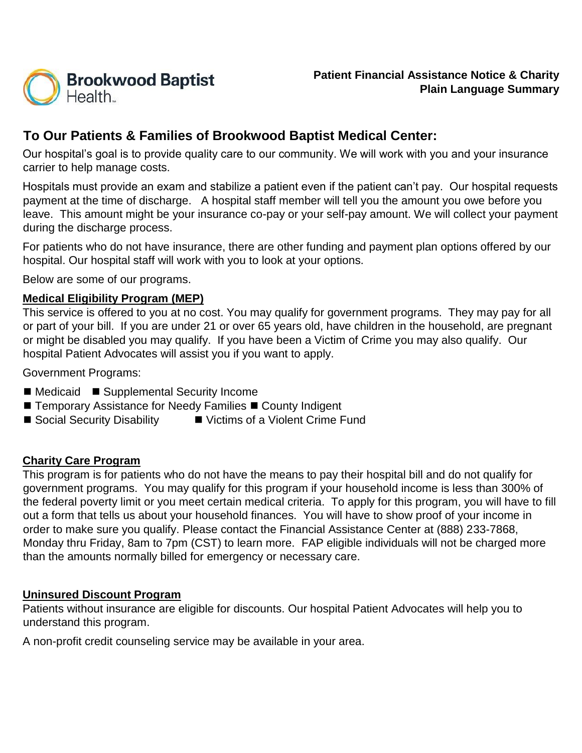Brookwood Baptist Health

**Patient Financial Assistance Notice & Charity Plain Language Summary**

## To Our Patients & Families of Brookwood Baptist Medical Center:

Our hospital's goal is to provide quality care to our community. We will work with you and your insurance carrier to help manage costs.

Hospitals must provide an exam and stabilize a patient even if the patient can't pay. Our hospital requests payment at the time of discharge. A hospital staff member will tell you the amount you owe before you leave. This amount might be your insurance co-pay or your self-pay amount. We will collect your payment during the discharge process.

For patients who do not have insurance, there are other funding and payment plan options offered by our hospital. Our hospital staff will work with you to look at your options.

Below are some of our programs.

### Medical Eligibility Program (MEP)

This service is offered to you at no cost. You may qualify for government programs. They may pay for all or part of your bill. If you are under 21 or over 65 years old, have children in the household, are pregnant or might be disabled you may qualify. If you have been a Victim of Crime you may also qualify. Our hospital Patient Advocates will assist you if you want to apply.

Government Programs:

- Medicaid
- Supplemental Security Income
- Temporary Assistance for Needy Families
- County Indigent
- Social Security Disability
- Victims of a Violent Crime Fund

### Charity Care Program

This program is for patients who do not have the means to pay their hospital bill and do not qualify for government programs. You may qualify for this program if your household income is less than 300% of the federal poverty limit or you meet certain medical criteria. To apply for this program, you will have to fill out a form that tells us about your household finances. You will have to show proof of your income in order to make sure you qualify. Please contact the Financial Assistance Center at (888) 233-7868, Monday thru Friday, 8am to 7pm (CST) to learn more. FAP eligible individuals will not be charged more than the amounts normally billed for emergency or necessary care.

### Uninsured Discount Program

Patients without insurance are eligible for discounts. Our hospital Patient Advocates will help you to understand this program.

A non-profit credit counseling service may be available in your area.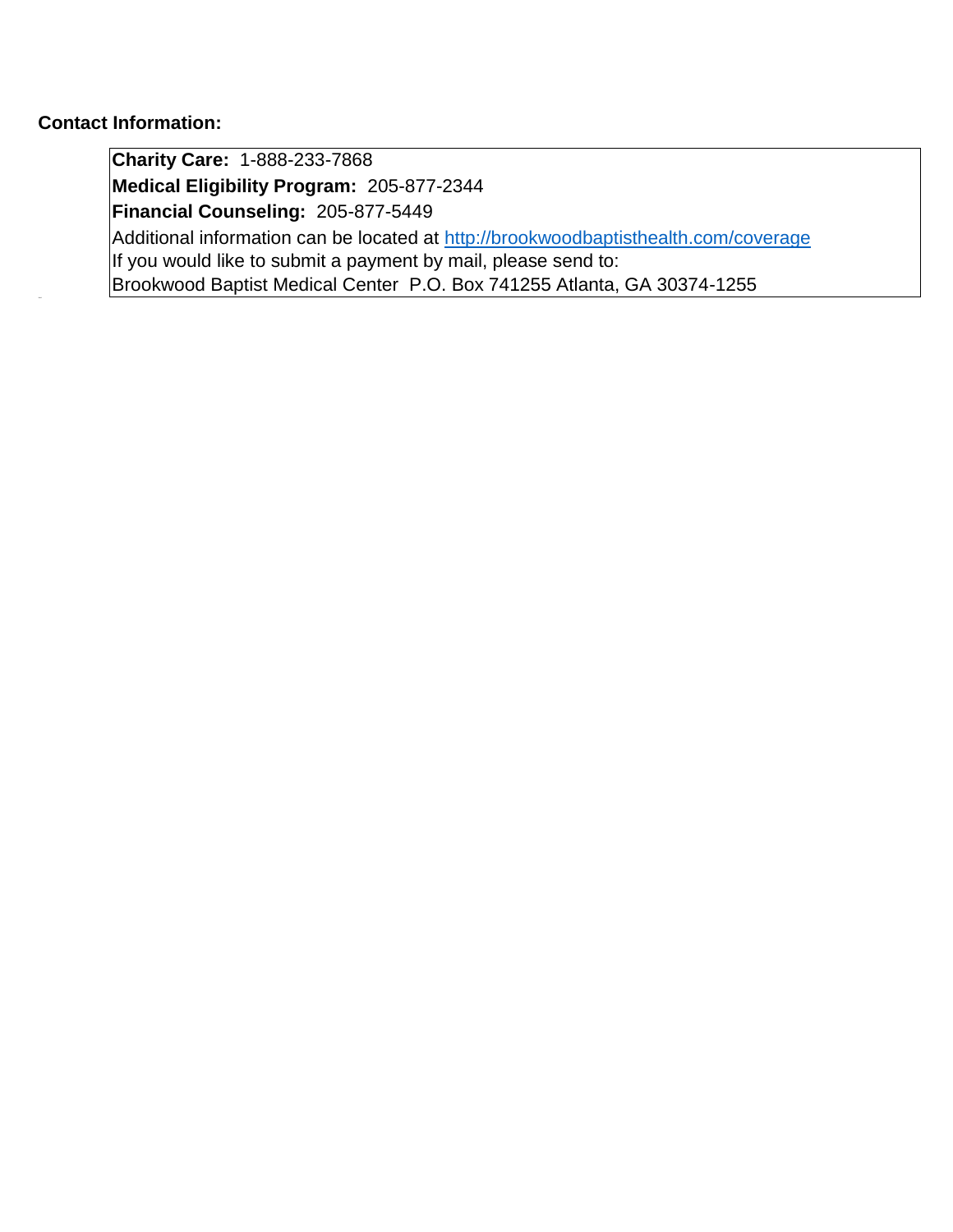**Contact Information:**

**Charity Care:** 1-888-233-7868
**Medical Eligibility Program:** 205-877-2344
**Financial Counseling:** 205-877-5449
Additional information can be located at http://brookwoodbaptisthealth.com/coverage
If you would like to submit a payment by mail, please send to:
Brookwood Baptist Medical Center P.O. Box 741255 Atlanta, GA 30374-1255